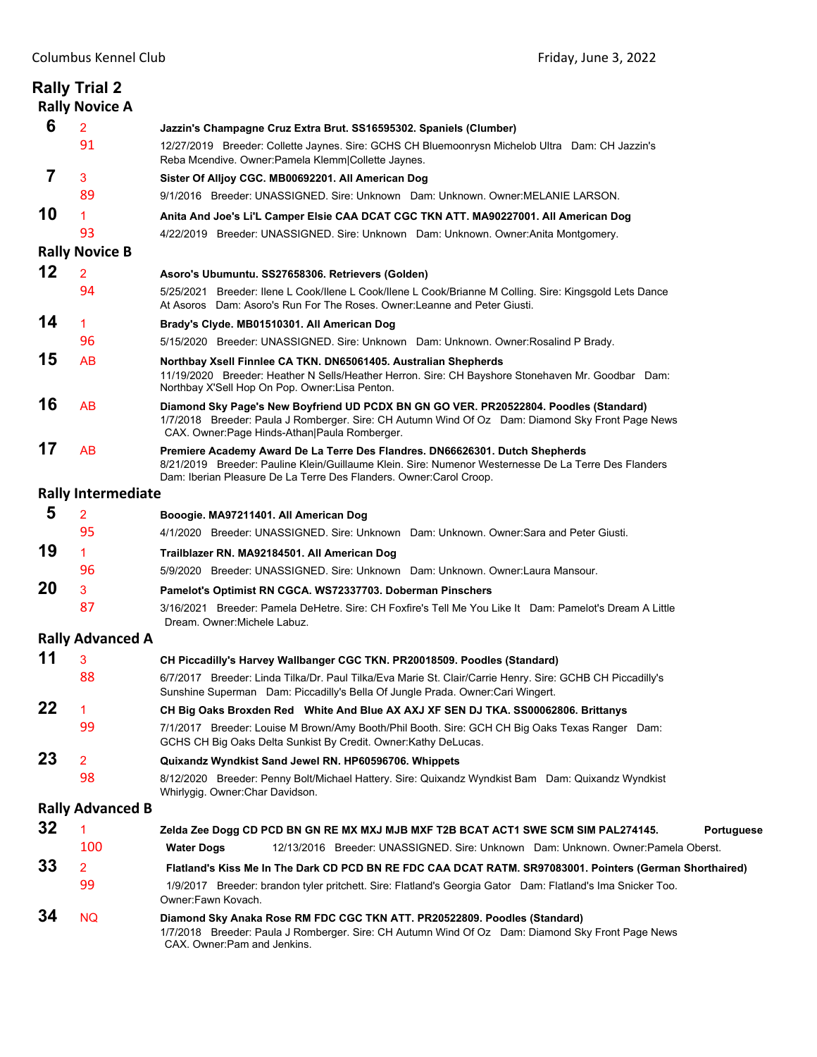Columbus Kennel Club — Friday, June 3, 2022

# Rally Trial 2

## Rally Novice A

**6** — 2 — **Jazzin's Champagne Cruz Extra Brut. SS16595302. Spaniels (Clumber)**
91 — 12/27/2019 Breeder: Collette Jaynes. Sire: GCHS CH Bluemoonrysn Michelob Ultra Dam: CH Jazzin's Reba Mcendive. Owner:Pamela Klemm|Collette Jaynes.

**7** — 3 — **Sister Of Alljoy CGC. MB00692201. All American Dog**
89 — 9/1/2016 Breeder: UNASSIGNED. Sire: Unknown Dam: Unknown. Owner:MELANIE LARSON.

**10** — 1 — **Anita And Joe's Li'L Camper Elsie CAA DCAT CGC TKN ATT. MA90227001. All American Dog**
93 — 4/22/2019 Breeder: UNASSIGNED. Sire: Unknown Dam: Unknown. Owner:Anita Montgomery.

## Rally Novice B

**12** — 2 — **Asoro's Ubumuntu. SS27658306. Retrievers (Golden)**
94 — 5/25/2021 Breeder: Ilene L Cook/Ilene L Cook/Ilene L Cook/Brianne M Colling. Sire: Kingsgold Lets Dance At Asoros Dam: Asoro's Run For The Roses. Owner:Leanne and Peter Giusti.

**14** — 1 — **Brady's Clyde. MB01510301. All American Dog**
96 — 5/15/2020 Breeder: UNASSIGNED. Sire: Unknown Dam: Unknown. Owner:Rosalind P Brady.

**15** — AB — **Northbay Xsell Finnlee CA TKN. DN65061405. Australian Shepherds**
11/19/2020 Breeder: Heather N Sells/Heather Herron. Sire: CH Bayshore Stonehaven Mr. Goodbar Dam: Northbay X'Sell Hop On Pop. Owner:Lisa Penton.

**16** — AB — **Diamond Sky Page's New Boyfriend UD PCDX BN GN GO VER. PR20522804. Poodles (Standard)**
1/7/2018 Breeder: Paula J Romberger. Sire: CH Autumn Wind Of Oz Dam: Diamond Sky Front Page News CAX. Owner:Page Hinds-Athan|Paula Romberger.

**17** — AB — **Premiere Academy Award De La Terre Des Flandres. DN66626301. Dutch Shepherds**
8/21/2019 Breeder: Pauline Klein/Guillaume Klein. Sire: Numenor Westernesse De La Terre Des Flanders Dam: Iberian Pleasure De La Terre Des Flanders. Owner:Carol Croop.

## Rally Intermediate

**5** — 2 — **Booogie. MA97211401. All American Dog**
95 — 4/1/2020 Breeder: UNASSIGNED. Sire: Unknown Dam: Unknown. Owner:Sara and Peter Giusti.

**19** — 1 — **Trailblazer RN. MA92184501. All American Dog**
96 — 5/9/2020 Breeder: UNASSIGNED. Sire: Unknown Dam: Unknown. Owner:Laura Mansour.

**20** — 3 — **Pamelot's Optimist RN CGCA. WS72337703. Doberman Pinschers**
87 — 3/16/2021 Breeder: Pamela DeHetre. Sire: CH Foxfire's Tell Me You Like It Dam: Pamelot's Dream A Little Dream. Owner:Michele Labuz.

## Rally Advanced A

**11** — 3 — **CH Piccadilly's Harvey Wallbanger CGC TKN. PR20018509. Poodles (Standard)**
88 — 6/7/2017 Breeder: Linda Tilka/Dr. Paul Tilka/Eva Marie St. Clair/Carrie Henry. Sire: GCHB CH Piccadilly's Sunshine Superman Dam: Piccadilly's Bella Of Jungle Prada. Owner:Cari Wingert.

**22** — 1 — **CH Big Oaks Broxden Red White And Blue AX AXJ XF SEN DJ TKA. SS00062806. Brittanys**
99 — 7/1/2017 Breeder: Louise M Brown/Amy Booth/Phil Booth. Sire: GCH CH Big Oaks Texas Ranger Dam: GCHS CH Big Oaks Delta Sunkist By Credit. Owner:Kathy DeLucas.

**23** — 2 — **Quixandz Wyndkist Sand Jewel RN. HP60596706. Whippets**
98 — 8/12/2020 Breeder: Penny Bolt/Michael Hattery. Sire: Quixandz Wyndkist Bam Dam: Quixandz Wyndkist Whirlygig. Owner:Char Davidson.

## Rally Advanced B

**32** — 1 — **Zelda Zee Dogg CD PCD BN GN RE MX MXJ MJB MXF T2B BCAT ACT1 SWE SCM SIM PAL274145. Portuguese Water Dogs**
100 — 12/13/2016 Breeder: UNASSIGNED. Sire: Unknown Dam: Unknown. Owner:Pamela Oberst.

**33** — 2 — **Flatland's Kiss Me In The Dark CD PCD BN RE FDC CAA DCAT RATM. SR97083001. Pointers (German Shorthaired)**
99 — 1/9/2017 Breeder: brandon tyler pritchett. Sire: Flatland's Georgia Gator Dam: Flatland's Ima Snicker Too. Owner:Fawn Kovach.

**34** — NQ — **Diamond Sky Anaka Rose RM FDC CGC TKN ATT. PR20522809. Poodles (Standard)**
1/7/2018 Breeder: Paula J Romberger. Sire: CH Autumn Wind Of Oz Dam: Diamond Sky Front Page News CAX. Owner:Pam and Jenkins.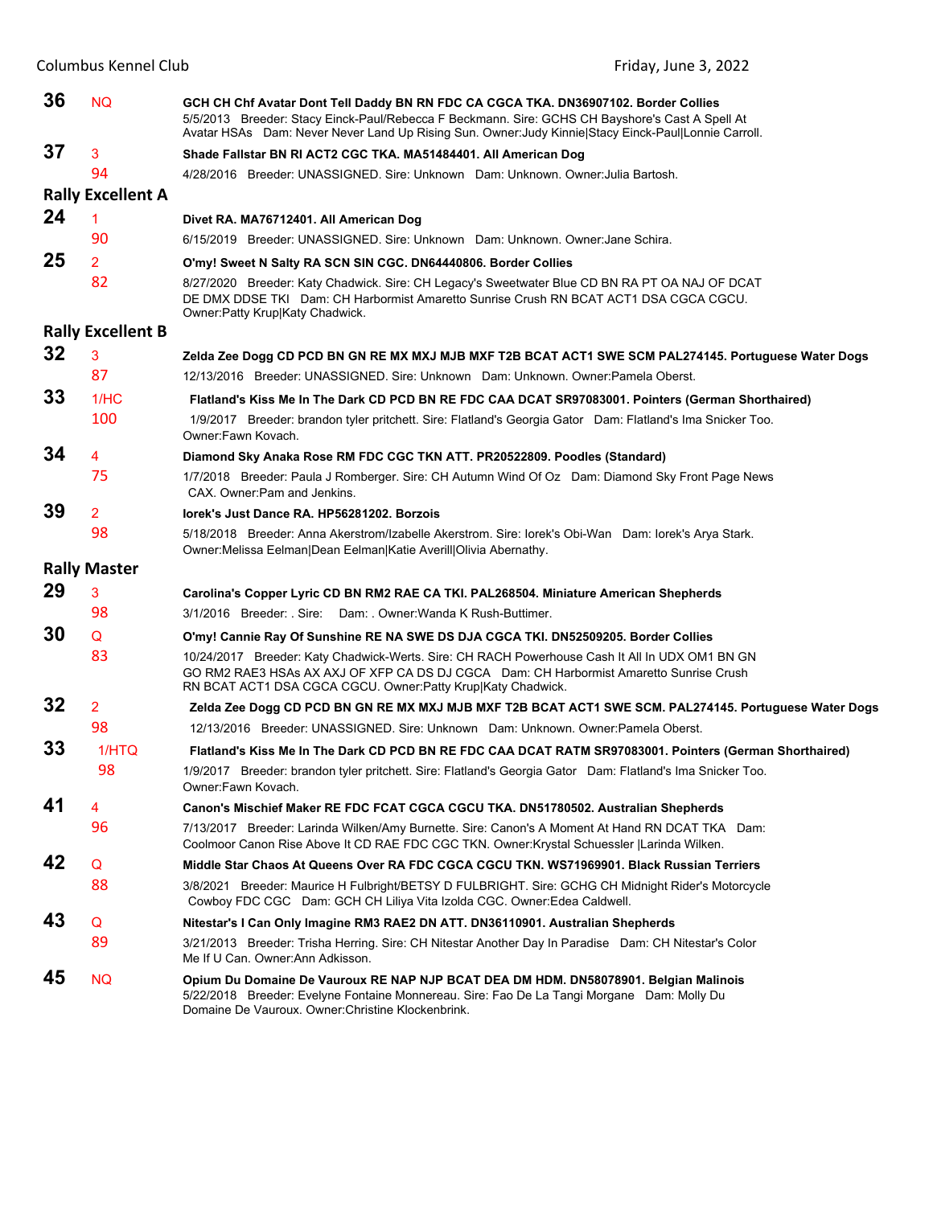**36** NQ **GCH CH Chf Avatar Dont Tell Daddy BN RN FDC CA CGCA TKA. DN36907102. Border Collies**
5/5/2013 Breeder: Stacy Einck-Paul/Rebecca F Beckmann. Sire: GCHS CH Bayshore's Cast A Spell At Avatar HSAs Dam: Never Never Land Up Rising Sun. Owner:Judy Kinnie|Stacy Einck-Paul|Lonnie Carroll.

**37** 3 **Shade Fallstar BN RI ACT2 CGC TKA. MA51484401. All American Dog**
94 4/28/2016 Breeder: UNASSIGNED. Sire: Unknown Dam: Unknown. Owner:Julia Bartosh.

## Rally Excellent A

**24** 1 **Divet RA. MA76712401. All American Dog**
90 6/15/2019 Breeder: UNASSIGNED. Sire: Unknown Dam: Unknown. Owner:Jane Schira.

**25** 2 **O'my! Sweet N Salty RA SCN SIN CGC. DN64440806. Border Collies**
82 8/27/2020 Breeder: Katy Chadwick. Sire: CH Legacy's Sweetwater Blue CD BN RA PT OA NAJ OF DCAT DE DMX DDSE TKI Dam: CH Harbormist Amaretto Sunrise Crush RN BCAT ACT1 DSA CGCA CGCU. Owner:Patty Krup|Katy Chadwick.

## Rally Excellent B

**32** 3 **Zelda Zee Dogg CD PCD BN GN RE MX MXJ MJB MXF T2B BCAT ACT1 SWE SCM PAL274145. Portuguese Water Dogs**
87 12/13/2016 Breeder: UNASSIGNED. Sire: Unknown Dam: Unknown. Owner:Pamela Oberst.

**33** 1/HC **Flatland's Kiss Me In The Dark CD PCD BN RE FDC CAA DCAT SR97083001. Pointers (German Shorthaired)**
100 1/9/2017 Breeder: brandon tyler pritchett. Sire: Flatland's Georgia Gator Dam: Flatland's Ima Snicker Too. Owner:Fawn Kovach.

**34** 4 **Diamond Sky Anaka Rose RM FDC CGC TKN ATT. PR20522809. Poodles (Standard)**
75 1/7/2018 Breeder: Paula J Romberger. Sire: CH Autumn Wind Of Oz Dam: Diamond Sky Front Page News CAX. Owner:Pam and Jenkins.

**39** 2 **Iorek's Just Dance RA. HP56281202. Borzois**
98 5/18/2018 Breeder: Anna Akerstrom/Izabelle Akerstrom. Sire: Iorek's Obi-Wan Dam: Iorek's Arya Stark. Owner:Melissa Eelman|Dean Eelman|Katie Averill|Olivia Abernathy.

## Rally Master

**29** 3 **Carolina's Copper Lyric CD BN RM2 RAE CA TKI. PAL268504. Miniature American Shepherds**
98 3/1/2016 Breeder: . Sire: Dam: . Owner:Wanda K Rush-Buttimer.

**30** Q **O'my! Cannie Ray Of Sunshine RE NA SWE DS DJA CGCA TKI. DN52509205. Border Collies**
83 10/24/2017 Breeder: Katy Chadwick-Werts. Sire: CH RACH Powerhouse Cash It All In UDX OM1 BN GN GO RM2 RAE3 HSAs AX AXJ OF XFP CA DS DJ CGCA Dam: CH Harbormist Amaretto Sunrise Crush RN BCAT ACT1 DSA CGCA CGCU. Owner:Patty Krup|Katy Chadwick.

**32** 2 **Zelda Zee Dogg CD PCD BN GN RE MX MXJ MJB MXF T2B BCAT ACT1 SWE SCM. PAL274145. Portuguese Water Dogs**
98 12/13/2016 Breeder: UNASSIGNED. Sire: Unknown Dam: Unknown. Owner:Pamela Oberst.

**33** 1/HTQ **Flatland's Kiss Me In The Dark CD PCD BN RE FDC CAA DCAT RATM SR97083001. Pointers (German Shorthaired)**
98 1/9/2017 Breeder: brandon tyler pritchett. Sire: Flatland's Georgia Gator Dam: Flatland's Ima Snicker Too. Owner:Fawn Kovach.

**41** 4 **Canon's Mischief Maker RE FDC FCAT CGCA CGCU TKA. DN51780502. Australian Shepherds**
96 7/13/2017 Breeder: Larinda Wilken/Amy Burnette. Sire: Canon's A Moment At Hand RN DCAT TKA Dam: Coolmoor Canon Rise Above It CD RAE FDC CGC TKN. Owner:Krystal Schuessler |Larinda Wilken.

**42** Q **Middle Star Chaos At Queens Over RA FDC CGCA CGCU TKN. WS71969901. Black Russian Terriers**
88 3/8/2021 Breeder: Maurice H Fulbright/BETSY D FULBRIGHT. Sire: GCHG CH Midnight Rider's Motorcycle Cowboy FDC CGC Dam: GCH CH Liliya Vita Izolda CGC. Owner:Edea Caldwell.

**43** Q **Nitestar's I Can Only Imagine RM3 RAE2 DN ATT. DN36110901. Australian Shepherds**
89 3/21/2013 Breeder: Trisha Herring. Sire: CH Nitestar Another Day In Paradise Dam: CH Nitestar's Color Me If U Can. Owner:Ann Adkisson.

**45** NQ **Opium Du Domaine De Vauroux RE NAP NJP BCAT DEA DM HDM. DN58078901. Belgian Malinois**
5/22/2018 Breeder: Evelyne Fontaine Monnereau. Sire: Fao De La Tangi Morgane Dam: Molly Du Domaine De Vauroux. Owner:Christine Klockenbrink.